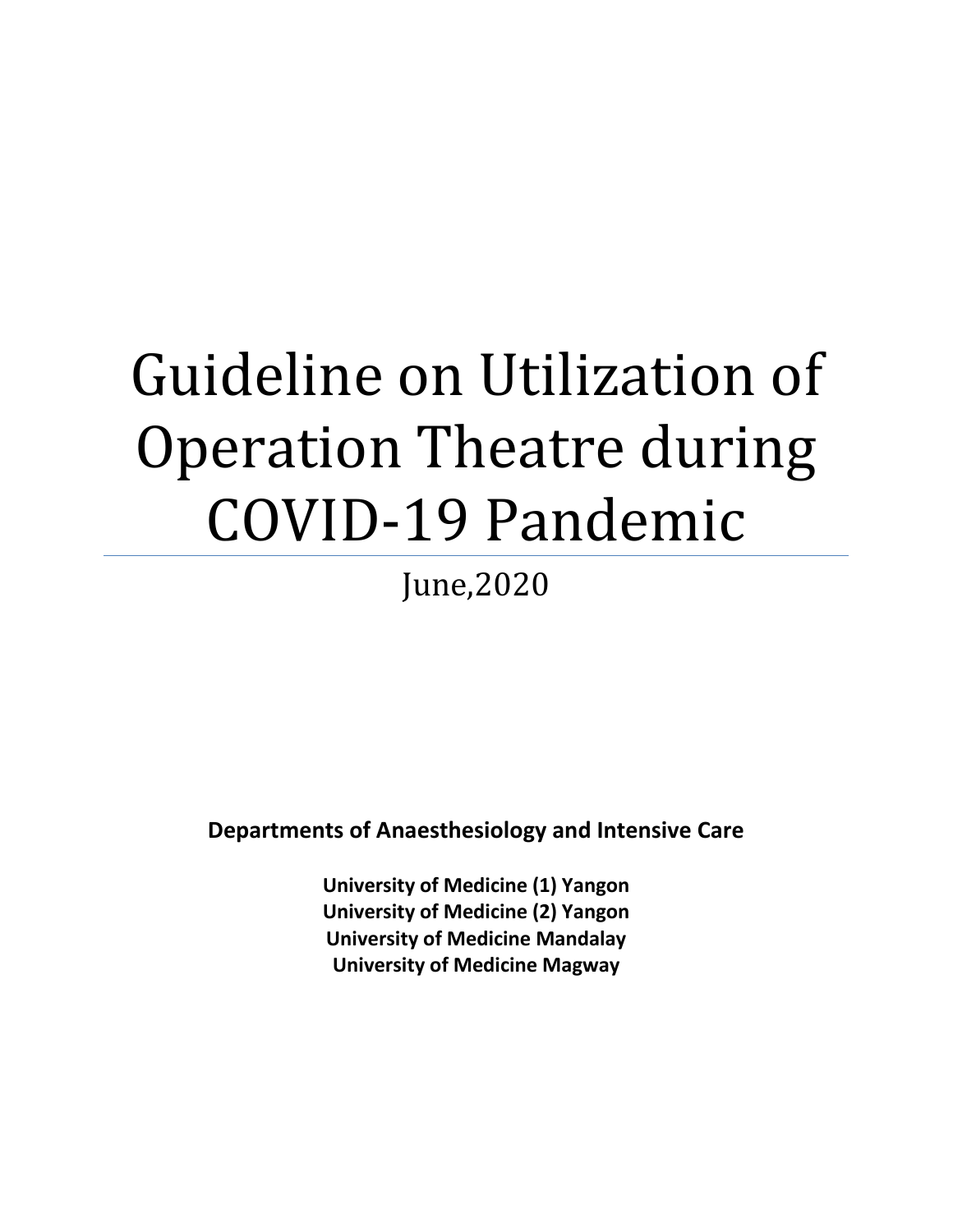# Guideline on Utilization of Operation Theatre during COVID-19 Pandemic

June,2020

**Departments of Anaesthesiology and Intensive Care**

**University of Medicine (1) Yangon**
**University of Medicine (2) Yangon**
**University of Medicine Mandalay**
**University of Medicine Magway**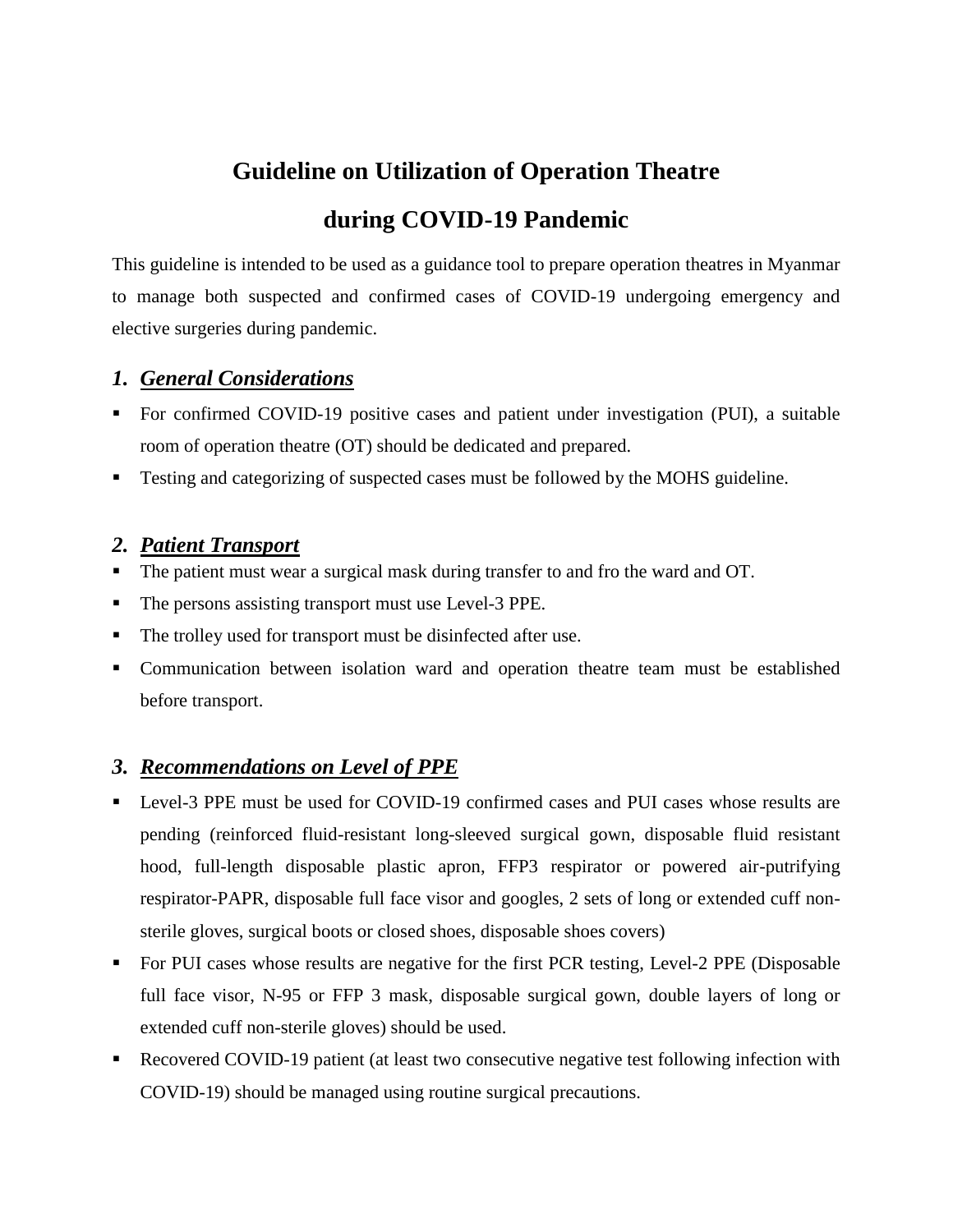# Guideline on Utilization of Operation Theatre during COVID-19 Pandemic

This guideline is intended to be used as a guidance tool to prepare operation theatres in Myanmar to manage both suspected and confirmed cases of COVID-19 undergoing emergency and elective surgeries during pandemic.

## *1. General Considerations*

- For confirmed COVID-19 positive cases and patient under investigation (PUI), a suitable room of operation theatre (OT) should be dedicated and prepared.
- Testing and categorizing of suspected cases must be followed by the MOHS guideline.

## *2. Patient Transport*

- The patient must wear a surgical mask during transfer to and fro the ward and OT.
- The persons assisting transport must use Level-3 PPE.
- The trolley used for transport must be disinfected after use.
- Communication between isolation ward and operation theatre team must be established before transport.

## *3. Recommendations on Level of PPE*

- Level-3 PPE must be used for COVID-19 confirmed cases and PUI cases whose results are pending (reinforced fluid-resistant long-sleeved surgical gown, disposable fluid resistant hood, full-length disposable plastic apron, FFP3 respirator or powered air-putrifying respirator-PAPR, disposable full face visor and googles, 2 sets of long or extended cuff non-sterile gloves, surgical boots or closed shoes, disposable shoes covers)
- For PUI cases whose results are negative for the first PCR testing, Level-2 PPE (Disposable full face visor, N-95 or FFP 3 mask, disposable surgical gown, double layers of long or extended cuff non-sterile gloves) should be used.
- Recovered COVID-19 patient (at least two consecutive negative test following infection with COVID-19) should be managed using routine surgical precautions.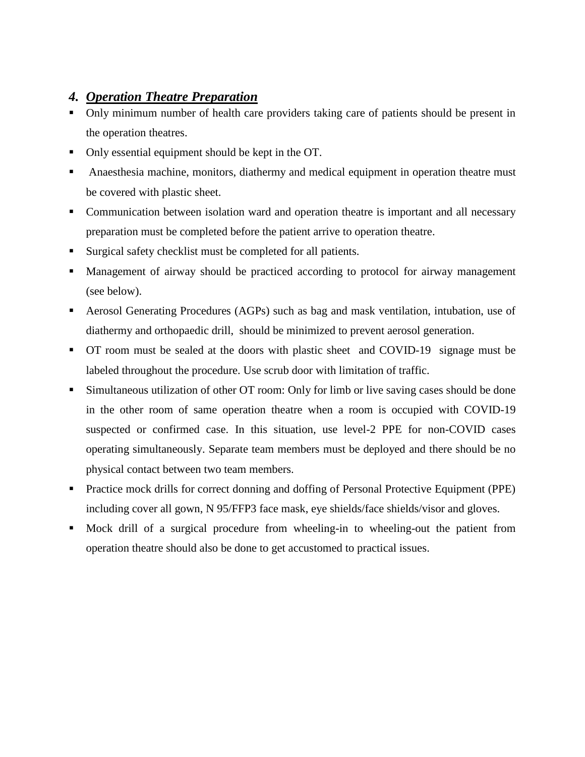## 4. ***Operation Theatre Preparation***

- Only minimum number of health care providers taking care of patients should be present in the operation theatres.
- Only essential equipment should be kept in the OT.
- Anaesthesia machine, monitors, diathermy and medical equipment in operation theatre must be covered with plastic sheet.
- Communication between isolation ward and operation theatre is important and all necessary preparation must be completed before the patient arrive to operation theatre.
- Surgical safety checklist must be completed for all patients.
- Management of airway should be practiced according to protocol for airway management (see below).
- Aerosol Generating Procedures (AGPs) such as bag and mask ventilation, intubation, use of diathermy and orthopaedic drill, should be minimized to prevent aerosol generation.
- OT room must be sealed at the doors with plastic sheet and COVID-19 signage must be labeled throughout the procedure. Use scrub door with limitation of traffic.
- Simultaneous utilization of other OT room: Only for limb or live saving cases should be done in the other room of same operation theatre when a room is occupied with COVID-19 suspected or confirmed case. In this situation, use level-2 PPE for non-COVID cases operating simultaneously. Separate team members must be deployed and there should be no physical contact between two team members.
- Practice mock drills for correct donning and doffing of Personal Protective Equipment (PPE) including cover all gown, N 95/FFP3 face mask, eye shields/face shields/visor and gloves.
- Mock drill of a surgical procedure from wheeling-in to wheeling-out the patient from operation theatre should also be done to get accustomed to practical issues.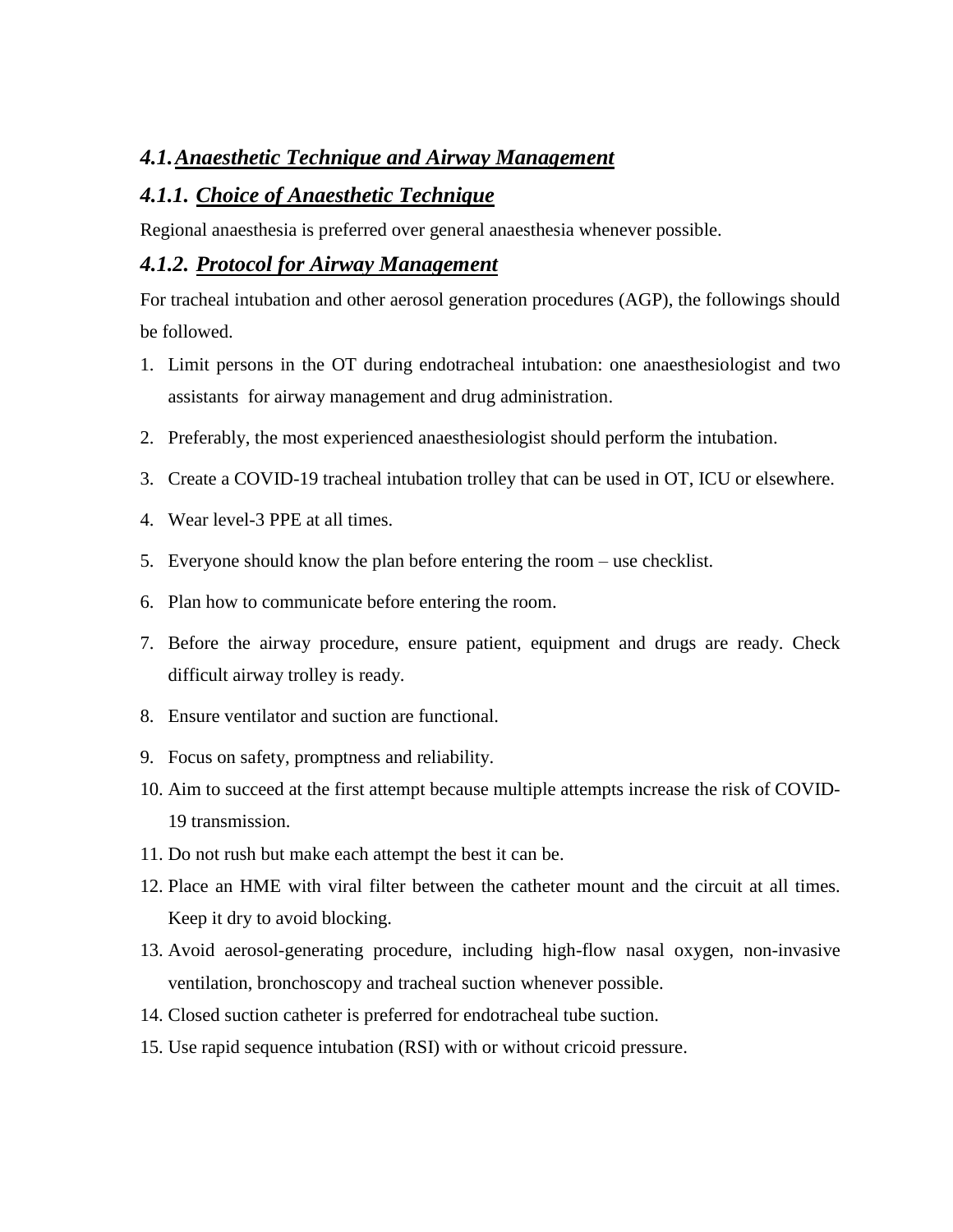## *4.1. Anaesthetic Technique and Airway Management*

### *4.1.1. Choice of Anaesthetic Technique*

Regional anaesthesia is preferred over general anaesthesia whenever possible.

### *4.1.2. Protocol for Airway Management*

For tracheal intubation and other aerosol generation procedures (AGP), the followings should be followed.

1. Limit persons in the OT during endotracheal intubation: one anaesthesiologist and two assistants for airway management and drug administration.
2. Preferably, the most experienced anaesthesiologist should perform the intubation.
3. Create a COVID-19 tracheal intubation trolley that can be used in OT, ICU or elsewhere.
4. Wear level-3 PPE at all times.
5. Everyone should know the plan before entering the room – use checklist.
6. Plan how to communicate before entering the room.
7. Before the airway procedure, ensure patient, equipment and drugs are ready. Check difficult airway trolley is ready.
8. Ensure ventilator and suction are functional.
9. Focus on safety, promptness and reliability.
10. Aim to succeed at the first attempt because multiple attempts increase the risk of COVID-19 transmission.
11. Do not rush but make each attempt the best it can be.
12. Place an HME with viral filter between the catheter mount and the circuit at all times. Keep it dry to avoid blocking.
13. Avoid aerosol-generating procedure, including high-flow nasal oxygen, non-invasive ventilation, bronchoscopy and tracheal suction whenever possible.
14. Closed suction catheter is preferred for endotracheal tube suction.
15. Use rapid sequence intubation (RSI) with or without cricoid pressure.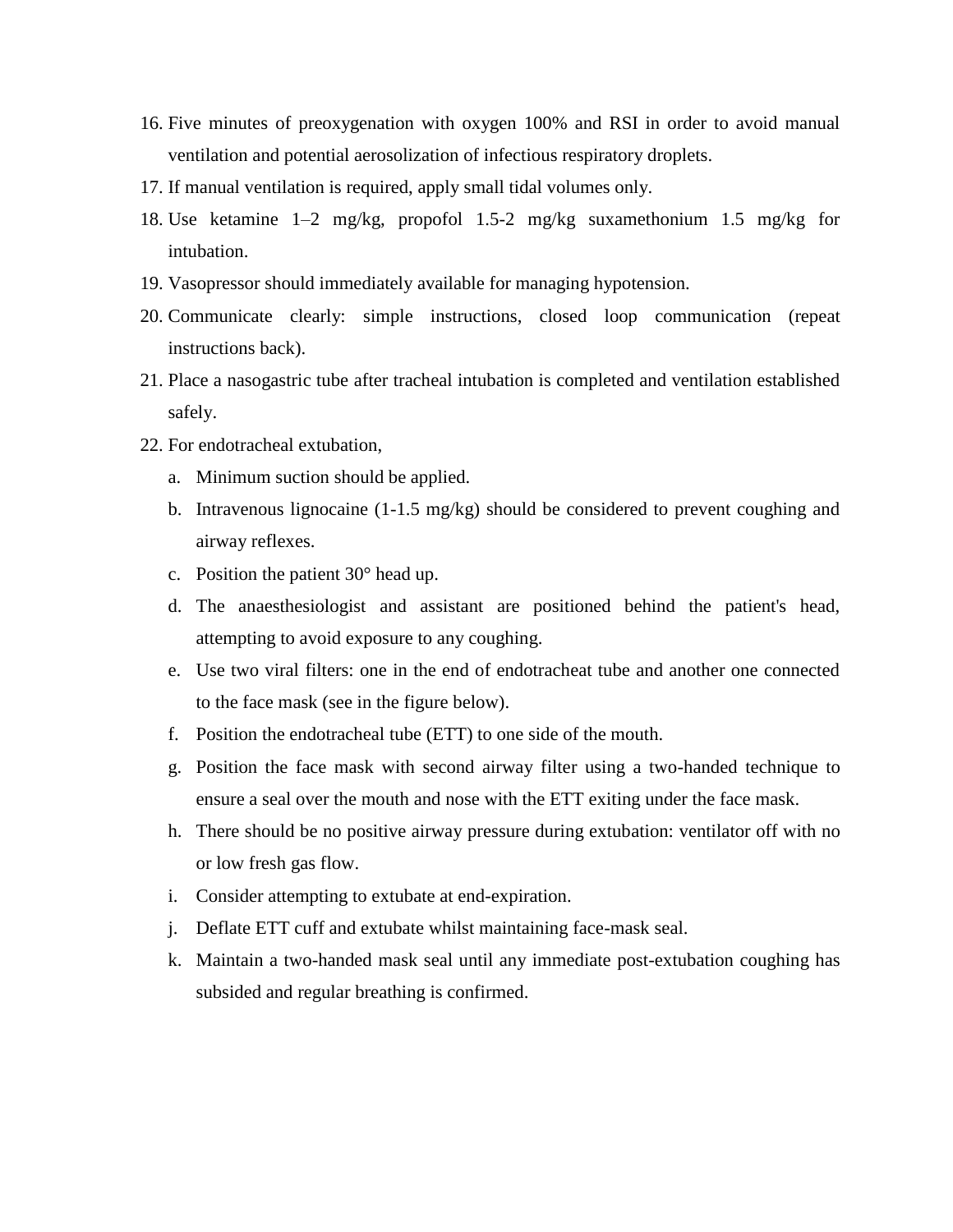16. Five minutes of preoxygenation with oxygen 100% and RSI in order to avoid manual ventilation and potential aerosolization of infectious respiratory droplets.
17. If manual ventilation is required, apply small tidal volumes only.
18. Use ketamine 1–2 mg/kg, propofol 1.5-2 mg/kg suxamethonium 1.5 mg/kg for intubation.
19. Vasopressor should immediately available for managing hypotension.
20. Communicate clearly: simple instructions, closed loop communication (repeat instructions back).
21. Place a nasogastric tube after tracheal intubation is completed and ventilation established safely.
22. For endotracheal extubation,
    a. Minimum suction should be applied.
    b. Intravenous lignocaine (1-1.5 mg/kg) should be considered to prevent coughing and airway reflexes.
    c. Position the patient 30° head up.
    d. The anaesthesiologist and assistant are positioned behind the patient's head, attempting to avoid exposure to any coughing.
    e. Use two viral filters: one in the end of endotracheat tube and another one connected to the face mask (see in the figure below).
    f. Position the endotracheal tube (ETT) to one side of the mouth.
    g. Position the face mask with second airway filter using a two-handed technique to ensure a seal over the mouth and nose with the ETT exiting under the face mask.
    h. There should be no positive airway pressure during extubation: ventilator off with no or low fresh gas flow.
    i. Consider attempting to extubate at end-expiration.
    j. Deflate ETT cuff and extubate whilst maintaining face-mask seal.
    k. Maintain a two-handed mask seal until any immediate post-extubation coughing has subsided and regular breathing is confirmed.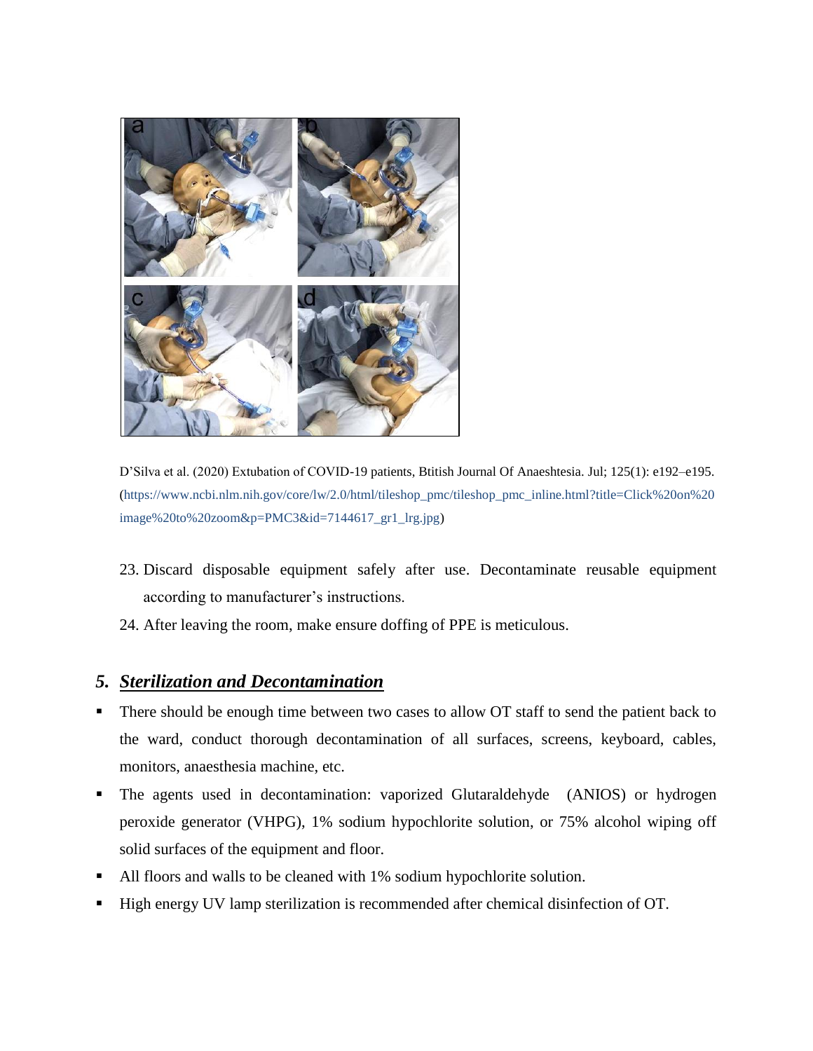D'Silva et al. (2020) Extubation of COVID-19 patients, Btitish Journal Of Anaeshtesia. Jul; 125(1): e192–e195. (https://www.ncbi.nlm.nih.gov/core/lw/2.0/html/tileshop_pmc/tileshop_pmc_inline.html?title=Click%20on%20image%20to%20zoom&p=PMC3&id=7144617_gr1_lrg.jpg)

23. Discard disposable equipment safely after use. Decontaminate reusable equipment according to manufacturer's instructions.
24. After leaving the room, make ensure doffing of PPE is meticulous.

## 5. ***Sterilization and Decontamination***

- There should be enough time between two cases to allow OT staff to send the patient back to the ward, conduct thorough decontamination of all surfaces, screens, keyboard, cables, monitors, anaesthesia machine, etc.
- The agents used in decontamination: vaporized Glutaraldehyde (ANIOS) or hydrogen peroxide generator (VHPG), 1% sodium hypochlorite solution, or 75% alcohol wiping off solid surfaces of the equipment and floor.
- All floors and walls to be cleaned with 1% sodium hypochlorite solution.
- High energy UV lamp sterilization is recommended after chemical disinfection of OT.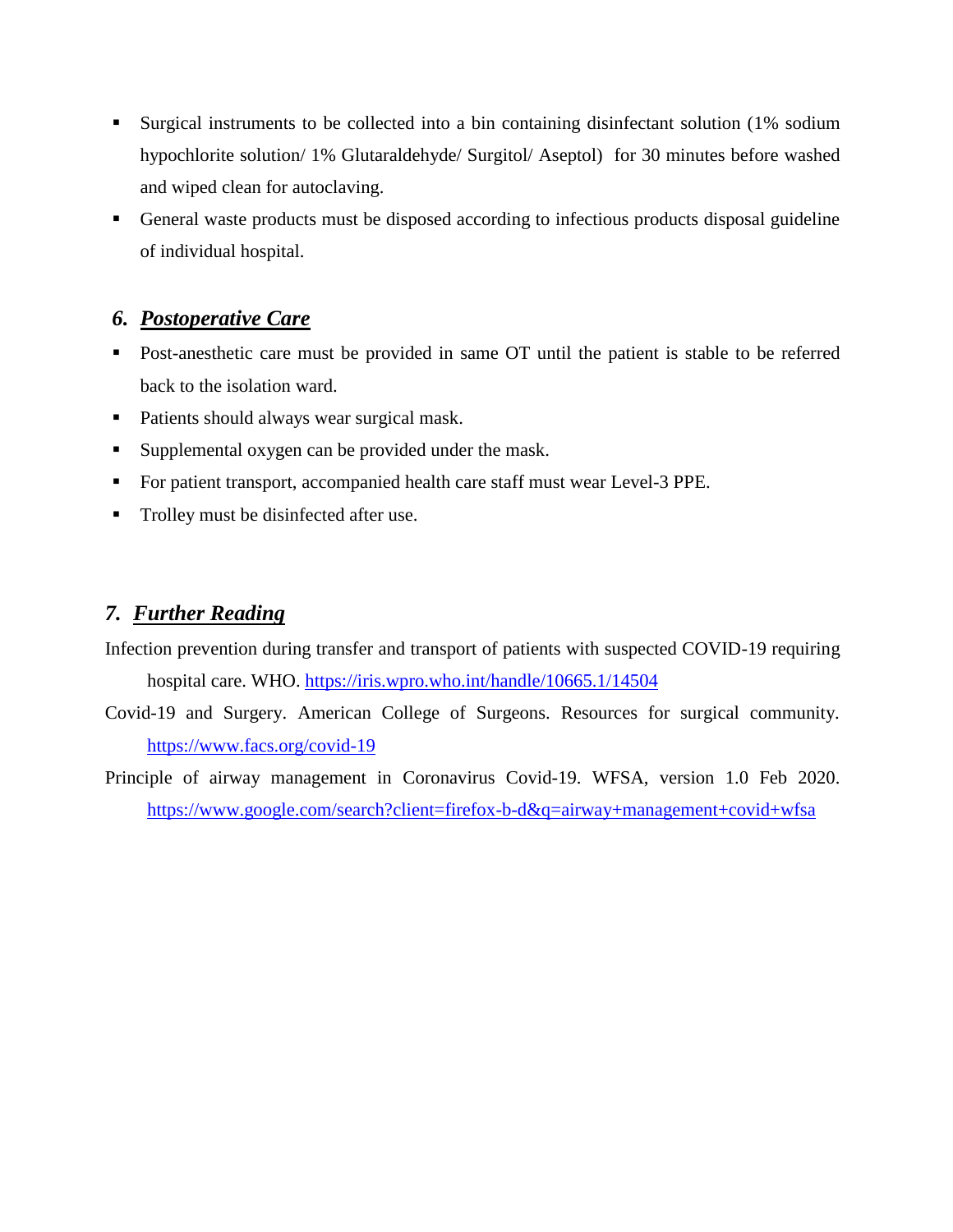- Surgical instruments to be collected into a bin containing disinfectant solution (1% sodium hypochlorite solution/ 1% Glutaraldehyde/ Surgitol/ Aseptol) for 30 minutes before washed and wiped clean for autoclaving.
- General waste products must be disposed according to infectious products disposal guideline of individual hospital.

## 6. ***Postoperative Care***

- Post-anesthetic care must be provided in same OT until the patient is stable to be referred back to the isolation ward.
- Patients should always wear surgical mask.
- Supplemental oxygen can be provided under the mask.
- For patient transport, accompanied health care staff must wear Level-3 PPE.
- Trolley must be disinfected after use.

## 7. ***Further Reading***

Infection prevention during transfer and transport of patients with suspected COVID-19 requiring hospital care. WHO. https://iris.wpro.who.int/handle/10665.1/14504

Covid-19 and Surgery. American College of Surgeons. Resources for surgical community. https://www.facs.org/covid-19

Principle of airway management in Coronavirus Covid-19. WFSA, version 1.0 Feb 2020. https://www.google.com/search?client=firefox-b-d&q=airway+management+covid+wfsa